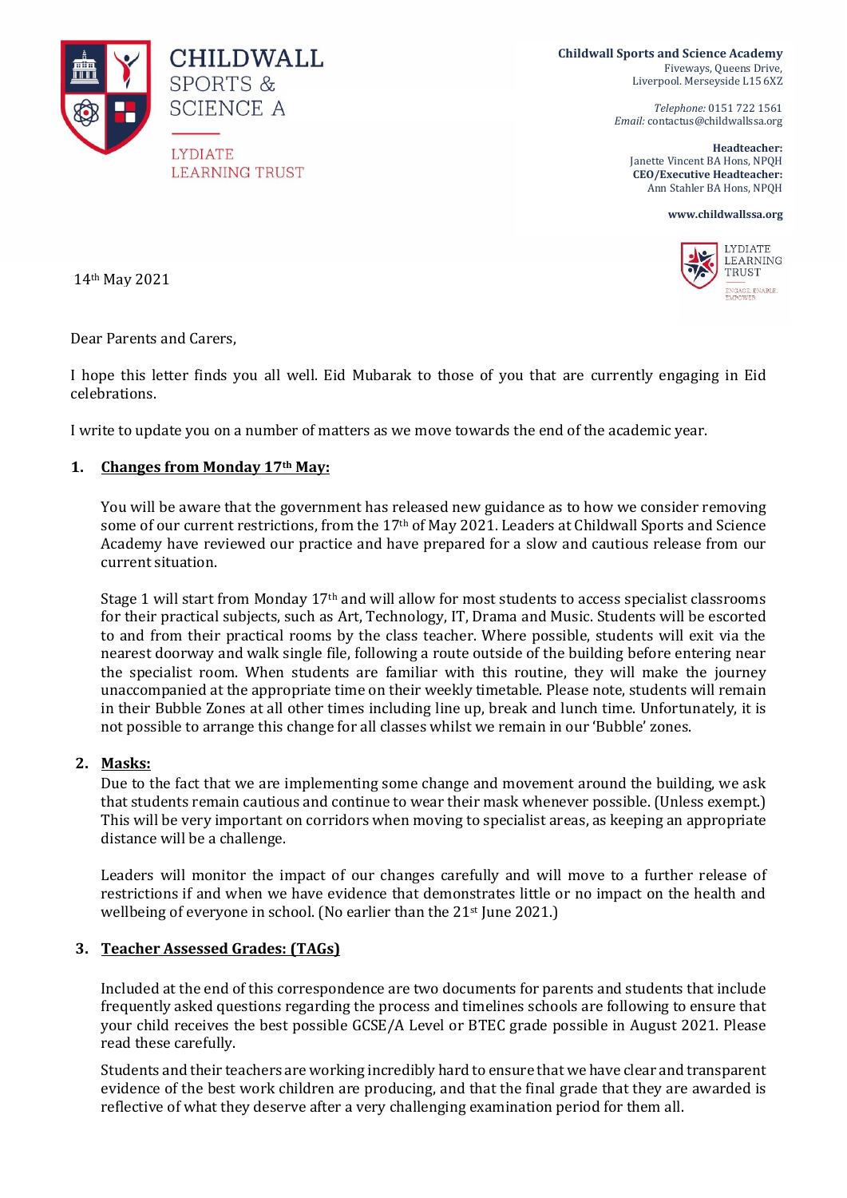CHILDWALL SPORTS & SCIENCE A

LYDIATE LEARNING TRUST

**Childwall Sports and Science Academy**
Fiveways, Queens Drive,
Liverpool. Merseyside L15 6XZ

*Telephone:* 0151 722 1561
*Email:* contactus@childwallssa.org

**Headteacher:**
Janette Vincent BA Hons, NPQH
**CEO/Executive Headteacher:**
Ann Stahler BA Hons, NPQH

**www.childwallssa.org**

LYDIATE LEARNING TRUST
ENGAGE. ENABLE. EMPOWER

14th May 2021

Dear Parents and Carers,

I hope this letter finds you all well. Eid Mubarak to those of you that are currently engaging in Eid celebrations.

I write to update you on a number of matters as we move towards the end of the academic year.

1. **Changes from Monday 17th May:**

   You will be aware that the government has released new guidance as to how we consider removing some of our current restrictions, from the 17th of May 2021. Leaders at Childwall Sports and Science Academy have reviewed our practice and have prepared for a slow and cautious release from our current situation.

   Stage 1 will start from Monday 17th and will allow for most students to access specialist classrooms for their practical subjects, such as Art, Technology, IT, Drama and Music. Students will be escorted to and from their practical rooms by the class teacher. Where possible, students will exit via the nearest doorway and walk single file, following a route outside of the building before entering near the specialist room. When students are familiar with this routine, they will make the journey unaccompanied at the appropriate time on their weekly timetable. Please note, students will remain in their Bubble Zones at all other times including line up, break and lunch time. Unfortunately, it is not possible to arrange this change for all classes whilst we remain in our 'Bubble' zones.

2. **Masks:**

   Due to the fact that we are implementing some change and movement around the building, we ask that students remain cautious and continue to wear their mask whenever possible. (Unless exempt.) This will be very important on corridors when moving to specialist areas, as keeping an appropriate distance will be a challenge.

   Leaders will monitor the impact of our changes carefully and will move to a further release of restrictions if and when we have evidence that demonstrates little or no impact on the health and wellbeing of everyone in school. (No earlier than the 21st June 2021.)

3. **Teacher Assessed Grades: (TAGs)**

   Included at the end of this correspondence are two documents for parents and students that include frequently asked questions regarding the process and timelines schools are following to ensure that your child receives the best possible GCSE/A Level or BTEC grade possible in August 2021. Please read these carefully.

   Students and their teachers are working incredibly hard to ensure that we have clear and transparent evidence of the best work children are producing, and that the final grade that they are awarded is reflective of what they deserve after a very challenging examination period for them all.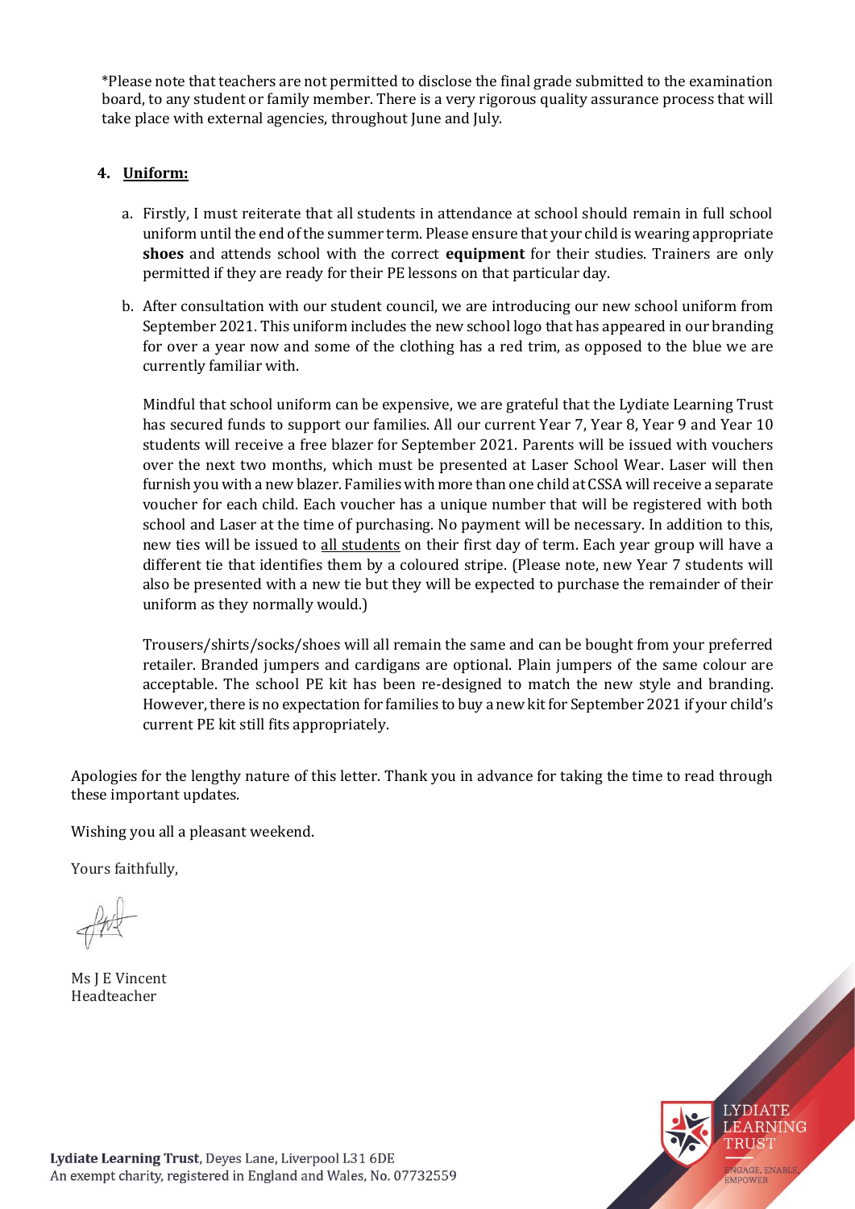*Please note that teachers are not permitted to disclose the final grade submitted to the examination board, to any student or family member. There is a very rigorous quality assurance process that will take place with external agencies, throughout June and July.

4. **Uniform:**

   a. Firstly, I must reiterate that all students in attendance at school should remain in full school uniform until the end of the summer term. Please ensure that your child is wearing appropriate **shoes** and attends school with the correct **equipment** for their studies. Trainers are only permitted if they are ready for their PE lessons on that particular day.

   b. After consultation with our student council, we are introducing our new school uniform from September 2021. This uniform includes the new school logo that has appeared in our branding for over a year now and some of the clothing has a red trim, as opposed to the blue we are currently familiar with.

      Mindful that school uniform can be expensive, we are grateful that the Lydiate Learning Trust has secured funds to support our families. All our current Year 7, Year 8, Year 9 and Year 10 students will receive a free blazer for September 2021. Parents will be issued with vouchers over the next two months, which must be presented at Laser School Wear. Laser will then furnish you with a new blazer. Families with more than one child at CSSA will receive a separate voucher for each child. Each voucher has a unique number that will be registered with both school and Laser at the time of purchasing. No payment will be necessary. In addition to this, new ties will be issued to all students on their first day of term. Each year group will have a different tie that identifies them by a coloured stripe. (Please note, new Year 7 students will also be presented with a new tie but they will be expected to purchase the remainder of their uniform as they normally would.)

      Trousers/shirts/socks/shoes will all remain the same and can be bought from your preferred retailer. Branded jumpers and cardigans are optional. Plain jumpers of the same colour are acceptable. The school PE kit has been re-designed to match the new style and branding. However, there is no expectation for families to buy a new kit for September 2021 if your child's current PE kit still fits appropriately.

Apologies for the lengthy nature of this letter. Thank you in advance for taking the time to read through these important updates.

Wishing you all a pleasant weekend.

Yours faithfully,

Ms J E Vincent
Headteacher

**Lydiate Learning Trust**, Deyes Lane, Liverpool L31 6DE
An exempt charity, registered in England and Wales, No. 07732559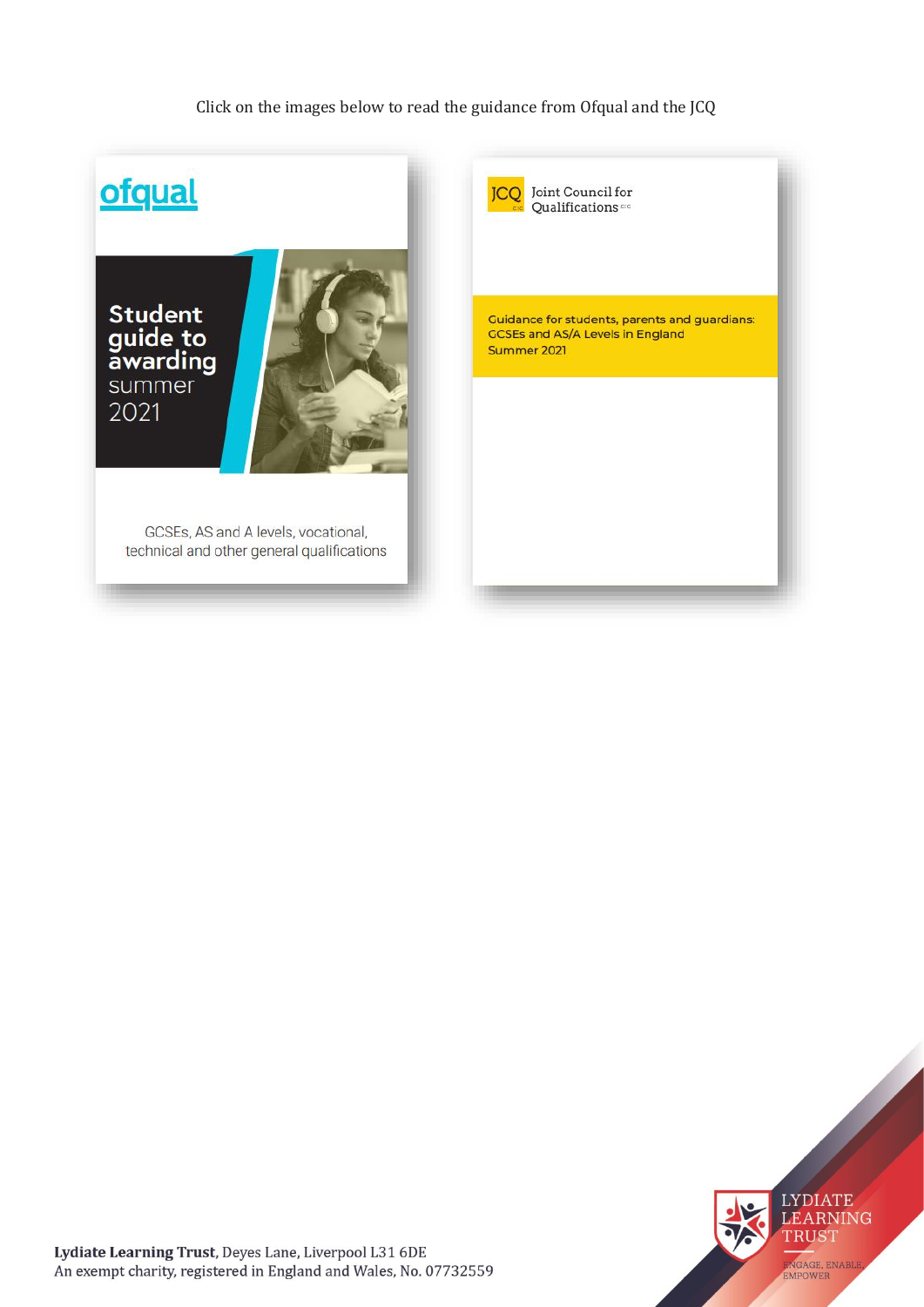Click on the images below to read the guidance from Ofqual and the JCQ

ofqual

Student guide to awarding summer 2021

GCSEs, AS and A levels, vocational, technical and other general qualifications

JCQ Joint Council for Qualifications

Guidance for students, parents and guardians: GCSEs and AS/A Levels in England Summer 2021

**Lydiate Learning Trust**, Deyes Lane, Liverpool L31 6DE
An exempt charity, registered in England and Wales, No. 07732559